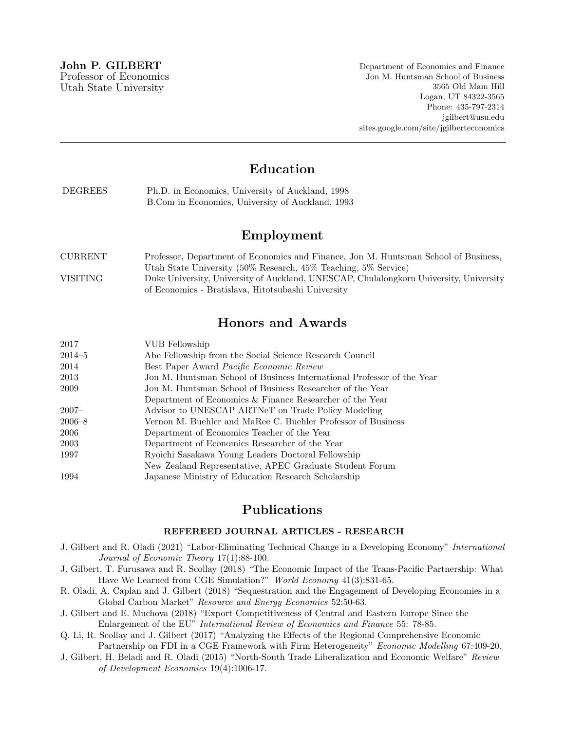**John P. GILBERT**
Professor of Economics
Utah State University

Department of Economics and Finance
Jon M. Huntsman School of Business
3565 Old Main Hill
Logan, UT 84322-3565
Phone: 435-797-2314
jgilbert@usu.edu
sites.google.com/site/jgilberteconomics

---

## Education

| | |
|---|---|
| DEGREES | Ph.D. in Economics, University of Auckland, 1998 |
| | B.Com in Economics, University of Auckland, 1993 |

## Employment

| | |
|---|---|
| CURRENT | Professor, Department of Economics and Finance, Jon M. Huntsman School of Business, Utah State University (50% Research, 45% Teaching, 5% Service) |
| VISITING | Duke University, University of Auckland, UNESCAP, Chulalongkorn University, University of Economics - Bratislava, Hitotsubashi University |

## Honors and Awards

| | |
|---|---|
| 2017 | VUB Fellowship |
| 2014–5 | Abe Fellowship from the Social Science Research Council |
| 2014 | Best Paper Award *Pacific Economic Review* |
| 2013 | Jon M. Huntsman School of Business International Professor of the Year |
| 2009 | Jon M. Huntsman School of Business Researcher of the Year |
| | Department of Economics & Finance Researcher of the Year |
| 2007– | Advisor to UNESCAP ARTNeT on Trade Policy Modeling |
| 2006–8 | Vernon M. Buehler and MaRee C. Buehler Professor of Business |
| 2006 | Department of Economics Teacher of the Year |
| 2003 | Department of Economics Researcher of the Year |
| 1997 | Ryoichi Sasakawa Young Leaders Doctoral Fellowship |
| | New Zealand Representative, APEC Graduate Student Forum |
| 1994 | Japanese Ministry of Education Research Scholarship |

## Publications

### REFEREED JOURNAL ARTICLES - RESEARCH

J. Gilbert and R. Oladi (2021) "Labor-Eliminating Technical Change in a Developing Economy" *International Journal of Economic Theory* 17(1):88-100.

J. Gilbert, T. Furusawa and R. Scollay (2018) "The Economic Impact of the Trans-Pacific Partnership: What Have We Learned from CGE Simulation?" *World Economy* 41(3):831-65.

R. Oladi, A. Caplan and J. Gilbert (2018) "Sequestration and the Engagement of Developing Economies in a Global Carbon Market" *Resource and Energy Economics* 52:50-63.

J. Gilbert and E. Muchova (2018) "Export Competitiveness of Central and Eastern Europe Since the Enlargement of the EU" *International Review of Economics and Finance* 55: 78-85.

Q. Li, R. Scollay and J. Gilbert (2017) "Analyzing the Effects of the Regional Comprehensive Economic Partnership on FDI in a CGE Framework with Firm Heterogeneity" *Economic Modelling* 67:409-20.

J. Gilbert, H. Beladi and R. Oladi (2015) "North-South Trade Liberalization and Economic Welfare" *Review of Development Economics* 19(4):1006-17.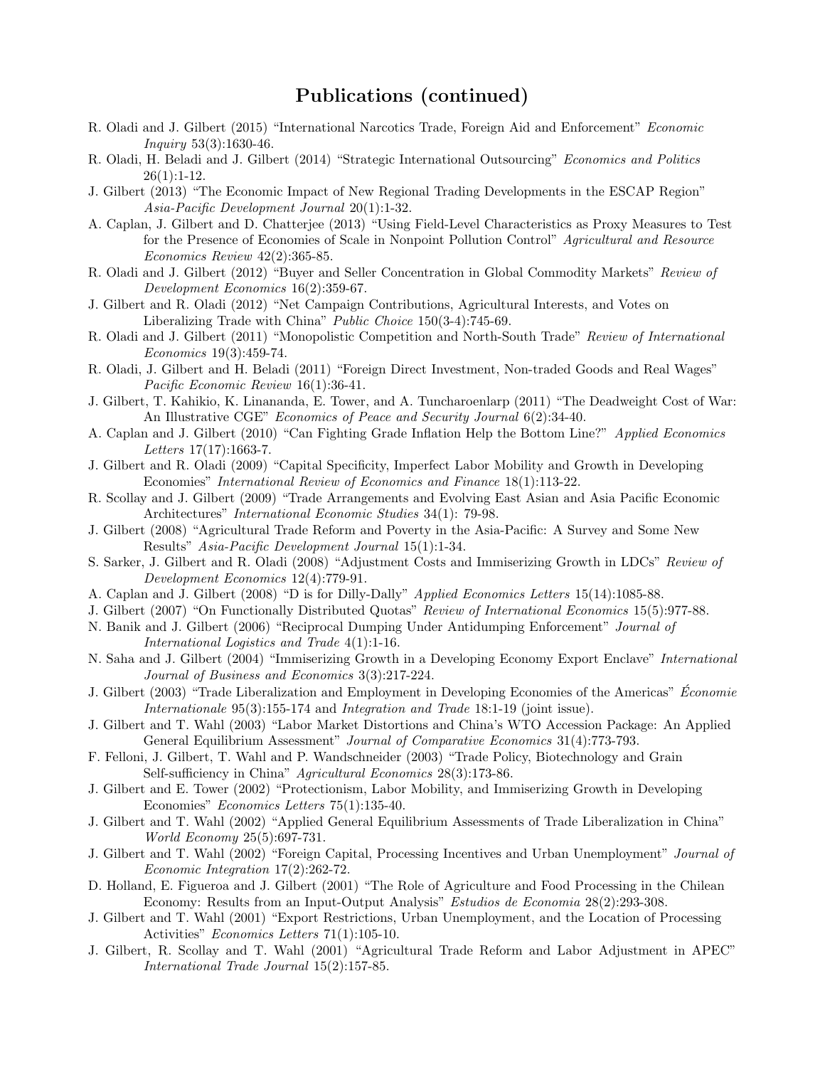## Publications (continued)

R. Oladi and J. Gilbert (2015) "International Narcotics Trade, Foreign Aid and Enforcement" *Economic Inquiry* 53(3):1630-46.

R. Oladi, H. Beladi and J. Gilbert (2014) "Strategic International Outsourcing" *Economics and Politics* 26(1):1-12.

J. Gilbert (2013) "The Economic Impact of New Regional Trading Developments in the ESCAP Region" *Asia-Pacific Development Journal* 20(1):1-32.

A. Caplan, J. Gilbert and D. Chatterjee (2013) "Using Field-Level Characteristics as Proxy Measures to Test for the Presence of Economies of Scale in Nonpoint Pollution Control" *Agricultural and Resource Economics Review* 42(2):365-85.

R. Oladi and J. Gilbert (2012) "Buyer and Seller Concentration in Global Commodity Markets" *Review of Development Economics* 16(2):359-67.

J. Gilbert and R. Oladi (2012) "Net Campaign Contributions, Agricultural Interests, and Votes on Liberalizing Trade with China" *Public Choice* 150(3-4):745-69.

R. Oladi and J. Gilbert (2011) "Monopolistic Competition and North-South Trade" *Review of International Economics* 19(3):459-74.

R. Oladi, J. Gilbert and H. Beladi (2011) "Foreign Direct Investment, Non-traded Goods and Real Wages" *Pacific Economic Review* 16(1):36-41.

J. Gilbert, T. Kahikio, K. Linananda, E. Tower, and A. Tuncharoenlarp (2011) "The Deadweight Cost of War: An Illustrative CGE" *Economics of Peace and Security Journal* 6(2):34-40.

A. Caplan and J. Gilbert (2010) "Can Fighting Grade Inflation Help the Bottom Line?" *Applied Economics Letters* 17(17):1663-7.

J. Gilbert and R. Oladi (2009) "Capital Specificity, Imperfect Labor Mobility and Growth in Developing Economies" *International Review of Economics and Finance* 18(1):113-22.

R. Scollay and J. Gilbert (2009) "Trade Arrangements and Evolving East Asian and Asia Pacific Economic Architectures" *International Economic Studies* 34(1): 79-98.

J. Gilbert (2008) "Agricultural Trade Reform and Poverty in the Asia-Pacific: A Survey and Some New Results" *Asia-Pacific Development Journal* 15(1):1-34.

S. Sarker, J. Gilbert and R. Oladi (2008) "Adjustment Costs and Immiserizing Growth in LDCs" *Review of Development Economics* 12(4):779-91.

A. Caplan and J. Gilbert (2008) "D is for Dilly-Dally" *Applied Economics Letters* 15(14):1085-88.

J. Gilbert (2007) "On Functionally Distributed Quotas" *Review of International Economics* 15(5):977-88.

N. Banik and J. Gilbert (2006) "Reciprocal Dumping Under Antidumping Enforcement" *Journal of International Logistics and Trade* 4(1):1-16.

N. Saha and J. Gilbert (2004) "Immiserizing Growth in a Developing Economy Export Enclave" *International Journal of Business and Economics* 3(3):217-224.

J. Gilbert (2003) "Trade Liberalization and Employment in Developing Economies of the Americas" *Économie Internationale* 95(3):155-174 and *Integration and Trade* 18:1-19 (joint issue).

J. Gilbert and T. Wahl (2003) "Labor Market Distortions and China's WTO Accession Package: An Applied General Equilibrium Assessment" *Journal of Comparative Economics* 31(4):773-793.

F. Felloni, J. Gilbert, T. Wahl and P. Wandschneider (2003) "Trade Policy, Biotechnology and Grain Self-sufficiency in China" *Agricultural Economics* 28(3):173-86.

J. Gilbert and E. Tower (2002) "Protectionism, Labor Mobility, and Immiserizing Growth in Developing Economies" *Economics Letters* 75(1):135-40.

J. Gilbert and T. Wahl (2002) "Applied General Equilibrium Assessments of Trade Liberalization in China" *World Economy* 25(5):697-731.

J. Gilbert and T. Wahl (2002) "Foreign Capital, Processing Incentives and Urban Unemployment" *Journal of Economic Integration* 17(2):262-72.

D. Holland, E. Figueroa and J. Gilbert (2001) "The Role of Agriculture and Food Processing in the Chilean Economy: Results from an Input-Output Analysis" *Estudios de Economia* 28(2):293-308.

J. Gilbert and T. Wahl (2001) "Export Restrictions, Urban Unemployment, and the Location of Processing Activities" *Economics Letters* 71(1):105-10.

J. Gilbert, R. Scollay and T. Wahl (2001) "Agricultural Trade Reform and Labor Adjustment in APEC" *International Trade Journal* 15(2):157-85.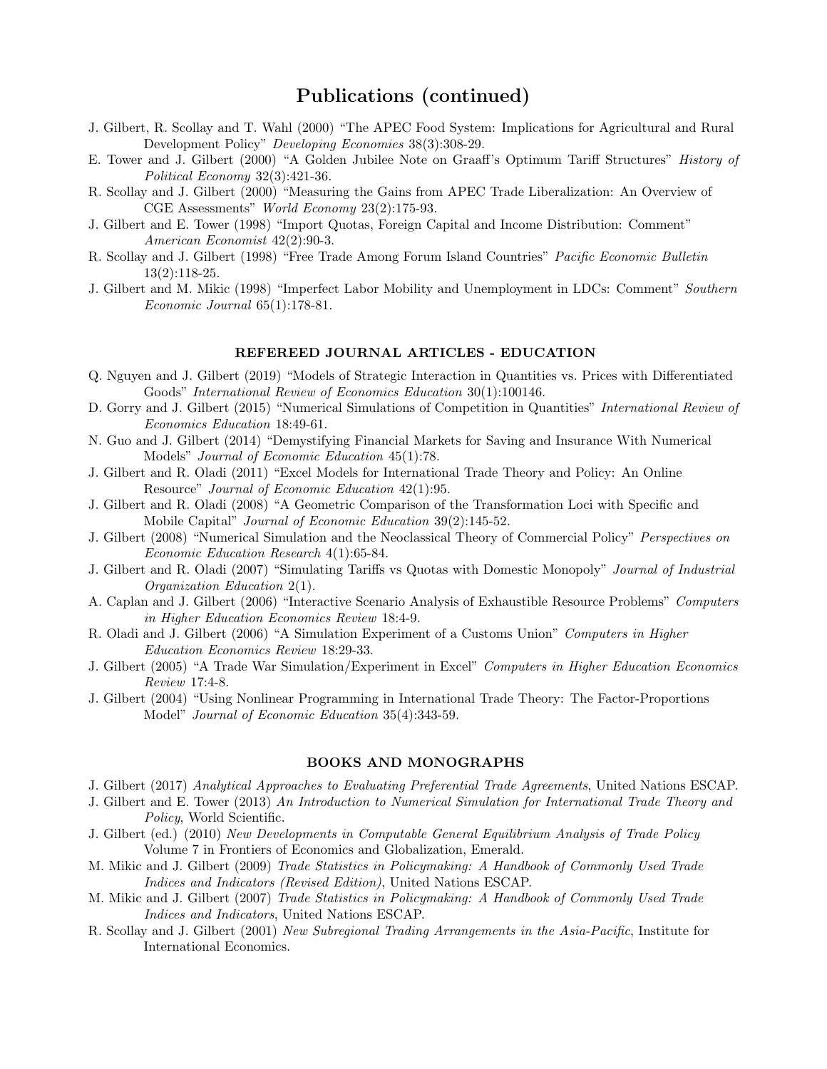# Publications (continued)

J. Gilbert, R. Scollay and T. Wahl (2000) “The APEC Food System: Implications for Agricultural and Rural Development Policy” *Developing Economies* 38(3):308-29.

E. Tower and J. Gilbert (2000) “A Golden Jubilee Note on Graaff’s Optimum Tariff Structures” *History of Political Economy* 32(3):421-36.

R. Scollay and J. Gilbert (2000) “Measuring the Gains from APEC Trade Liberalization: An Overview of CGE Assessments” *World Economy* 23(2):175-93.

J. Gilbert and E. Tower (1998) “Import Quotas, Foreign Capital and Income Distribution: Comment” *American Economist* 42(2):90-3.

R. Scollay and J. Gilbert (1998) “Free Trade Among Forum Island Countries” *Pacific Economic Bulletin* 13(2):118-25.

J. Gilbert and M. Mikic (1998) “Imperfect Labor Mobility and Unemployment in LDCs: Comment” *Southern Economic Journal* 65(1):178-81.

### REFEREED JOURNAL ARTICLES - EDUCATION

Q. Nguyen and J. Gilbert (2019) “Models of Strategic Interaction in Quantities vs. Prices with Differentiated Goods” *International Review of Economics Education* 30(1):100146.

D. Gorry and J. Gilbert (2015) “Numerical Simulations of Competition in Quantities” *International Review of Economics Education* 18:49-61.

N. Guo and J. Gilbert (2014) “Demystifying Financial Markets for Saving and Insurance With Numerical Models” *Journal of Economic Education* 45(1):78.

J. Gilbert and R. Oladi (2011) “Excel Models for International Trade Theory and Policy: An Online Resource” *Journal of Economic Education* 42(1):95.

J. Gilbert and R. Oladi (2008) “A Geometric Comparison of the Transformation Loci with Specific and Mobile Capital” *Journal of Economic Education* 39(2):145-52.

J. Gilbert (2008) “Numerical Simulation and the Neoclassical Theory of Commercial Policy” *Perspectives on Economic Education Research* 4(1):65-84.

J. Gilbert and R. Oladi (2007) “Simulating Tariffs vs Quotas with Domestic Monopoly” *Journal of Industrial Organization Education* 2(1).

A. Caplan and J. Gilbert (2006) “Interactive Scenario Analysis of Exhaustible Resource Problems” *Computers in Higher Education Economics Review* 18:4-9.

R. Oladi and J. Gilbert (2006) “A Simulation Experiment of a Customs Union” *Computers in Higher Education Economics Review* 18:29-33.

J. Gilbert (2005) “A Trade War Simulation/Experiment in Excel” *Computers in Higher Education Economics Review* 17:4-8.

J. Gilbert (2004) “Using Nonlinear Programming in International Trade Theory: The Factor-Proportions Model” *Journal of Economic Education* 35(4):343-59.

### BOOKS AND MONOGRAPHS

J. Gilbert (2017) *Analytical Approaches to Evaluating Preferential Trade Agreements*, United Nations ESCAP.

J. Gilbert and E. Tower (2013) *An Introduction to Numerical Simulation for International Trade Theory and Policy*, World Scientific.

J. Gilbert (ed.) (2010) *New Developments in Computable General Equilibrium Analysis of Trade Policy* Volume 7 in Frontiers of Economics and Globalization, Emerald.

M. Mikic and J. Gilbert (2009) *Trade Statistics in Policymaking: A Handbook of Commonly Used Trade Indices and Indicators (Revised Edition)*, United Nations ESCAP.

M. Mikic and J. Gilbert (2007) *Trade Statistics in Policymaking: A Handbook of Commonly Used Trade Indices and Indicators*, United Nations ESCAP.

R. Scollay and J. Gilbert (2001) *New Subregional Trading Arrangements in the Asia-Pacific*, Institute for International Economics.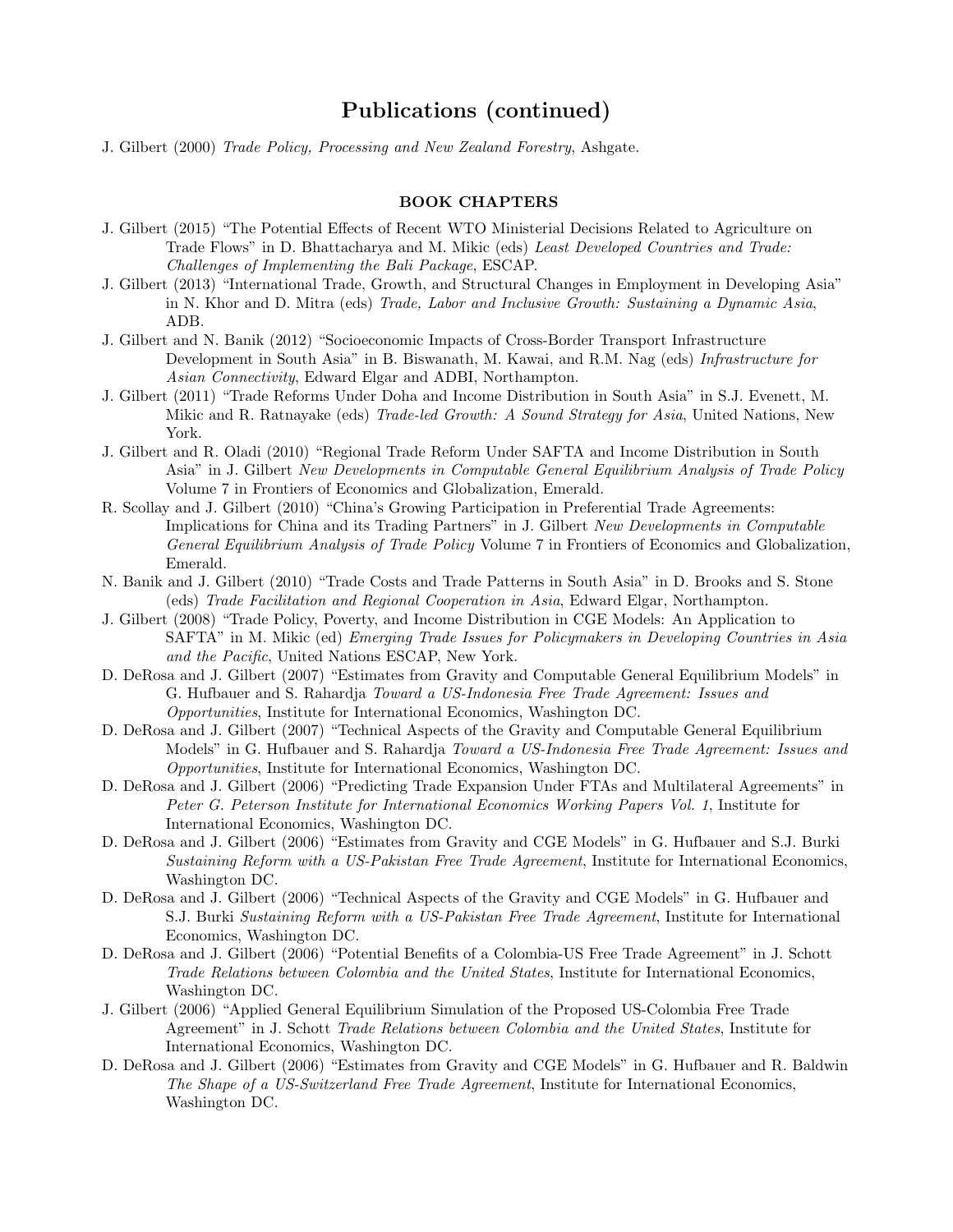# Publications (continued)

J. Gilbert (2000) *Trade Policy, Processing and New Zealand Forestry*, Ashgate.

## BOOK CHAPTERS

J. Gilbert (2015) "The Potential Effects of Recent WTO Ministerial Decisions Related to Agriculture on Trade Flows" in D. Bhattacharya and M. Mikic (eds) *Least Developed Countries and Trade: Challenges of Implementing the Bali Package*, ESCAP.

J. Gilbert (2013) "International Trade, Growth, and Structural Changes in Employment in Developing Asia" in N. Khor and D. Mitra (eds) *Trade, Labor and Inclusive Growth: Sustaining a Dynamic Asia*, ADB.

J. Gilbert and N. Banik (2012) "Socioeconomic Impacts of Cross-Border Transport Infrastructure Development in South Asia" in B. Biswanath, M. Kawai, and R.M. Nag (eds) *Infrastructure for Asian Connectivity*, Edward Elgar and ADBI, Northampton.

J. Gilbert (2011) "Trade Reforms Under Doha and Income Distribution in South Asia" in S.J. Evenett, M. Mikic and R. Ratnayake (eds) *Trade-led Growth: A Sound Strategy for Asia*, United Nations, New York.

J. Gilbert and R. Oladi (2010) "Regional Trade Reform Under SAFTA and Income Distribution in South Asia" in J. Gilbert *New Developments in Computable General Equilibrium Analysis of Trade Policy* Volume 7 in Frontiers of Economics and Globalization, Emerald.

R. Scollay and J. Gilbert (2010) "China's Growing Participation in Preferential Trade Agreements: Implications for China and its Trading Partners" in J. Gilbert *New Developments in Computable General Equilibrium Analysis of Trade Policy* Volume 7 in Frontiers of Economics and Globalization, Emerald.

N. Banik and J. Gilbert (2010) "Trade Costs and Trade Patterns in South Asia" in D. Brooks and S. Stone (eds) *Trade Facilitation and Regional Cooperation in Asia*, Edward Elgar, Northampton.

J. Gilbert (2008) "Trade Policy, Poverty, and Income Distribution in CGE Models: An Application to SAFTA" in M. Mikic (ed) *Emerging Trade Issues for Policymakers in Developing Countries in Asia and the Pacific*, United Nations ESCAP, New York.

D. DeRosa and J. Gilbert (2007) "Estimates from Gravity and Computable General Equilibrium Models" in G. Hufbauer and S. Rahardja *Toward a US-Indonesia Free Trade Agreement: Issues and Opportunities*, Institute for International Economics, Washington DC.

D. DeRosa and J. Gilbert (2007) "Technical Aspects of the Gravity and Computable General Equilibrium Models" in G. Hufbauer and S. Rahardja *Toward a US-Indonesia Free Trade Agreement: Issues and Opportunities*, Institute for International Economics, Washington DC.

D. DeRosa and J. Gilbert (2006) "Predicting Trade Expansion Under FTAs and Multilateral Agreements" in *Peter G. Peterson Institute for International Economics Working Papers Vol. 1*, Institute for International Economics, Washington DC.

D. DeRosa and J. Gilbert (2006) "Estimates from Gravity and CGE Models" in G. Hufbauer and S.J. Burki *Sustaining Reform with a US-Pakistan Free Trade Agreement*, Institute for International Economics, Washington DC.

D. DeRosa and J. Gilbert (2006) "Technical Aspects of the Gravity and CGE Models" in G. Hufbauer and S.J. Burki *Sustaining Reform with a US-Pakistan Free Trade Agreement*, Institute for International Economics, Washington DC.

D. DeRosa and J. Gilbert (2006) "Potential Benefits of a Colombia-US Free Trade Agreement" in J. Schott *Trade Relations between Colombia and the United States*, Institute for International Economics, Washington DC.

J. Gilbert (2006) "Applied General Equilibrium Simulation of the Proposed US-Colombia Free Trade Agreement" in J. Schott *Trade Relations between Colombia and the United States*, Institute for International Economics, Washington DC.

D. DeRosa and J. Gilbert (2006) "Estimates from Gravity and CGE Models" in G. Hufbauer and R. Baldwin *The Shape of a US-Switzerland Free Trade Agreement*, Institute for International Economics, Washington DC.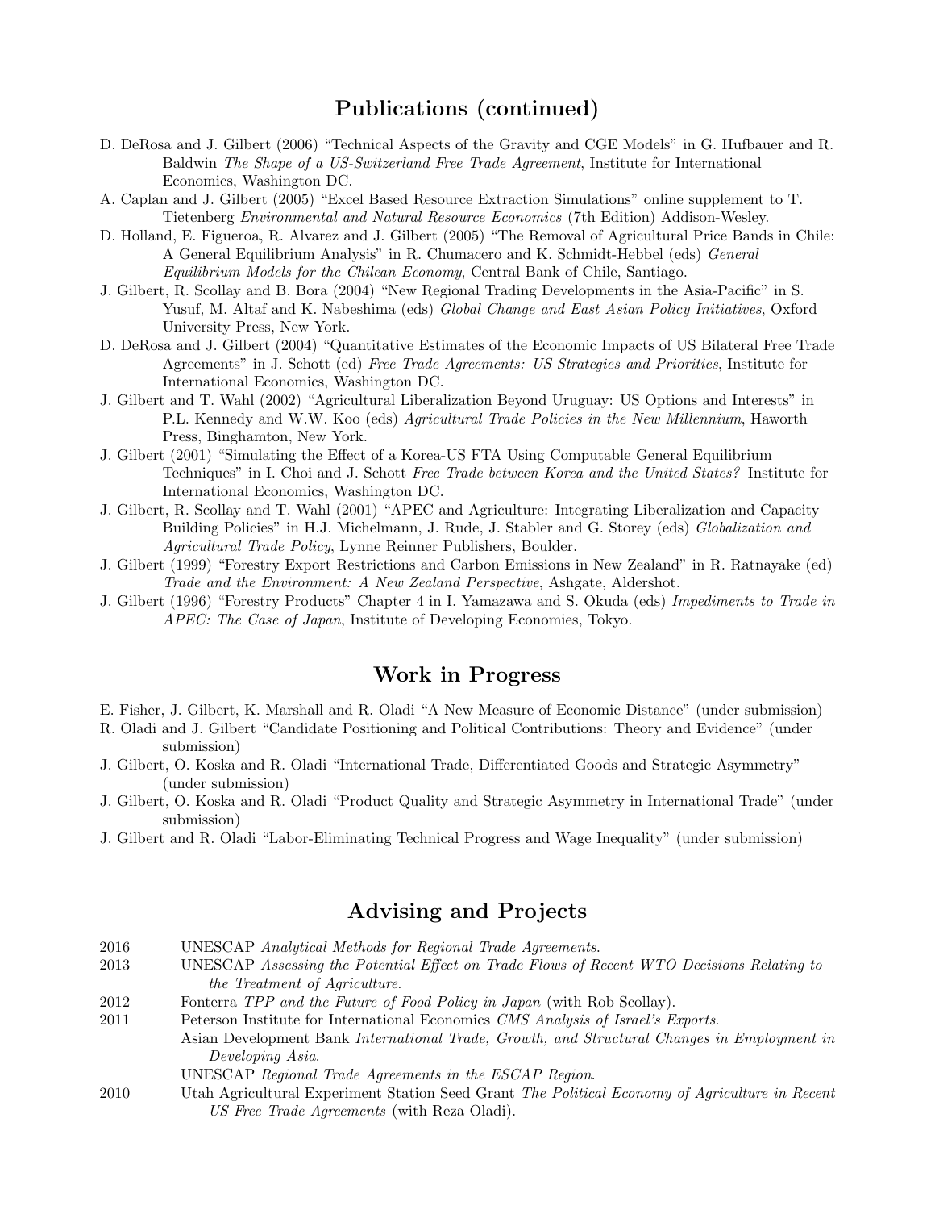## Publications (continued)

D. DeRosa and J. Gilbert (2006) "Technical Aspects of the Gravity and CGE Models" in G. Hufbauer and R. Baldwin *The Shape of a US-Switzerland Free Trade Agreement*, Institute for International Economics, Washington DC.

A. Caplan and J. Gilbert (2005) "Excel Based Resource Extraction Simulations" online supplement to T. Tietenberg *Environmental and Natural Resource Economics* (7th Edition) Addison-Wesley.

D. Holland, E. Figueroa, R. Alvarez and J. Gilbert (2005) "The Removal of Agricultural Price Bands in Chile: A General Equilibrium Analysis" in R. Chumacero and K. Schmidt-Hebbel (eds) *General Equilibrium Models for the Chilean Economy*, Central Bank of Chile, Santiago.

J. Gilbert, R. Scollay and B. Bora (2004) "New Regional Trading Developments in the Asia-Pacific" in S. Yusuf, M. Altaf and K. Nabeshima (eds) *Global Change and East Asian Policy Initiatives*, Oxford University Press, New York.

D. DeRosa and J. Gilbert (2004) "Quantitative Estimates of the Economic Impacts of US Bilateral Free Trade Agreements" in J. Schott (ed) *Free Trade Agreements: US Strategies and Priorities*, Institute for International Economics, Washington DC.

J. Gilbert and T. Wahl (2002) "Agricultural Liberalization Beyond Uruguay: US Options and Interests" in P.L. Kennedy and W.W. Koo (eds) *Agricultural Trade Policies in the New Millennium*, Haworth Press, Binghamton, New York.

J. Gilbert (2001) "Simulating the Effect of a Korea-US FTA Using Computable General Equilibrium Techniques" in I. Choi and J. Schott *Free Trade between Korea and the United States?* Institute for International Economics, Washington DC.

J. Gilbert, R. Scollay and T. Wahl (2001) "APEC and Agriculture: Integrating Liberalization and Capacity Building Policies" in H.J. Michelmann, J. Rude, J. Stabler and G. Storey (eds) *Globalization and Agricultural Trade Policy*, Lynne Reinner Publishers, Boulder.

J. Gilbert (1999) "Forestry Export Restrictions and Carbon Emissions in New Zealand" in R. Ratnayake (ed) *Trade and the Environment: A New Zealand Perspective*, Ashgate, Aldershot.

J. Gilbert (1996) "Forestry Products" Chapter 4 in I. Yamazawa and S. Okuda (eds) *Impediments to Trade in APEC: The Case of Japan*, Institute of Developing Economies, Tokyo.

## Work in Progress

E. Fisher, J. Gilbert, K. Marshall and R. Oladi "A New Measure of Economic Distance" (under submission)

R. Oladi and J. Gilbert "Candidate Positioning and Political Contributions: Theory and Evidence" (under submission)

J. Gilbert, O. Koska and R. Oladi "International Trade, Differentiated Goods and Strategic Asymmetry" (under submission)

J. Gilbert, O. Koska and R. Oladi "Product Quality and Strategic Asymmetry in International Trade" (under submission)

J. Gilbert and R. Oladi "Labor-Eliminating Technical Progress and Wage Inequality" (under submission)

## Advising and Projects

2016 UNESCAP *Analytical Methods for Regional Trade Agreements*.

2013 UNESCAP *Assessing the Potential Effect on Trade Flows of Recent WTO Decisions Relating to the Treatment of Agriculture*.

2012 Fonterra *TPP and the Future of Food Policy in Japan* (with Rob Scollay).

2011 Peterson Institute for International Economics *CMS Analysis of Israel's Exports*.

Asian Development Bank *International Trade, Growth, and Structural Changes in Employment in Developing Asia*.

UNESCAP *Regional Trade Agreements in the ESCAP Region*.

2010 Utah Agricultural Experiment Station Seed Grant *The Political Economy of Agriculture in Recent US Free Trade Agreements* (with Reza Oladi).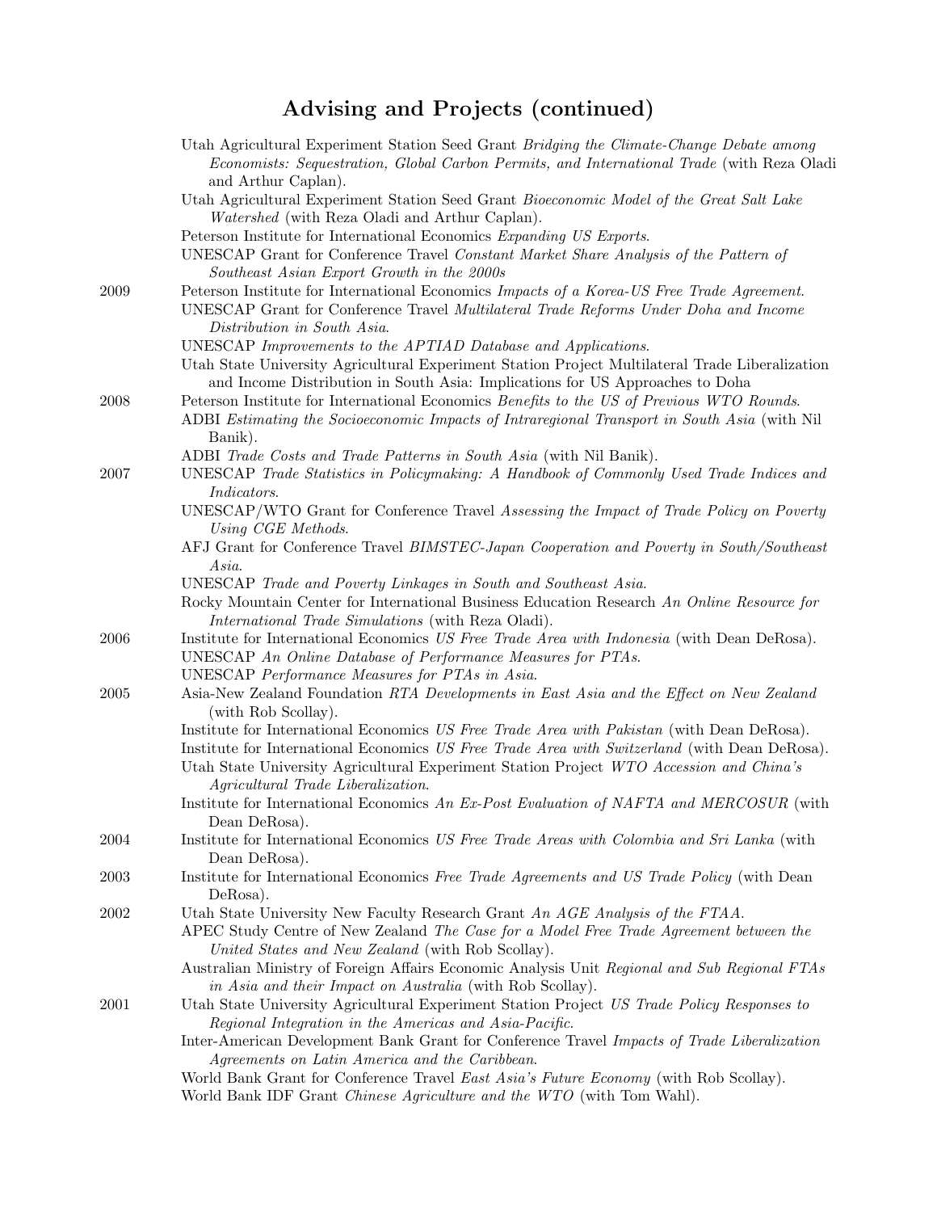## Advising and Projects (continued)

Utah Agricultural Experiment Station Seed Grant *Bridging the Climate-Change Debate among Economists: Sequestration, Global Carbon Permits, and International Trade* (with Reza Oladi and Arthur Caplan).

Utah Agricultural Experiment Station Seed Grant *Bioeconomic Model of the Great Salt Lake Watershed* (with Reza Oladi and Arthur Caplan).

Peterson Institute for International Economics *Expanding US Exports*.

UNESCAP Grant for Conference Travel *Constant Market Share Analysis of the Pattern of Southeast Asian Export Growth in the 2000s*

**2009**

Peterson Institute for International Economics *Impacts of a Korea-US Free Trade Agreement*.

UNESCAP Grant for Conference Travel *Multilateral Trade Reforms Under Doha and Income Distribution in South Asia*.

UNESCAP *Improvements to the APTIAD Database and Applications*.

Utah State University Agricultural Experiment Station Project Multilateral Trade Liberalization and Income Distribution in South Asia: Implications for US Approaches to Doha

**2008**

Peterson Institute for International Economics *Benefits to the US of Previous WTO Rounds*.

ADBI *Estimating the Socioeconomic Impacts of Intraregional Transport in South Asia* (with Nil Banik).

ADBI *Trade Costs and Trade Patterns in South Asia* (with Nil Banik).

**2007**

UNESCAP *Trade Statistics in Policymaking: A Handbook of Commonly Used Trade Indices and Indicators*.

UNESCAP/WTO Grant for Conference Travel *Assessing the Impact of Trade Policy on Poverty Using CGE Methods*.

AFJ Grant for Conference Travel *BIMSTEC-Japan Cooperation and Poverty in South/Southeast Asia*.

UNESCAP *Trade and Poverty Linkages in South and Southeast Asia*.

Rocky Mountain Center for International Business Education Research *An Online Resource for International Trade Simulations* (with Reza Oladi).

**2006**

Institute for International Economics *US Free Trade Area with Indonesia* (with Dean DeRosa).

UNESCAP *An Online Database of Performance Measures for PTAs*.

UNESCAP *Performance Measures for PTAs in Asia*.

**2005**

Asia-New Zealand Foundation *RTA Developments in East Asia and the Effect on New Zealand* (with Rob Scollay).

Institute for International Economics *US Free Trade Area with Pakistan* (with Dean DeRosa).

Institute for International Economics *US Free Trade Area with Switzerland* (with Dean DeRosa).

Utah State University Agricultural Experiment Station Project *WTO Accession and China's Agricultural Trade Liberalization*.

Institute for International Economics *An Ex-Post Evaluation of NAFTA and MERCOSUR* (with Dean DeRosa).

**2004**

Institute for International Economics *US Free Trade Areas with Colombia and Sri Lanka* (with Dean DeRosa).

**2003**

Institute for International Economics *Free Trade Agreements and US Trade Policy* (with Dean DeRosa).

**2002**

Utah State University New Faculty Research Grant *An AGE Analysis of the FTAA*.

APEC Study Centre of New Zealand *The Case for a Model Free Trade Agreement between the United States and New Zealand* (with Rob Scollay).

Australian Ministry of Foreign Affairs Economic Analysis Unit *Regional and Sub Regional FTAs in Asia and their Impact on Australia* (with Rob Scollay).

**2001**

Utah State University Agricultural Experiment Station Project *US Trade Policy Responses to Regional Integration in the Americas and Asia-Pacific*.

Inter-American Development Bank Grant for Conference Travel *Impacts of Trade Liberalization Agreements on Latin America and the Caribbean*.

World Bank Grant for Conference Travel *East Asia's Future Economy* (with Rob Scollay).

World Bank IDF Grant *Chinese Agriculture and the WTO* (with Tom Wahl).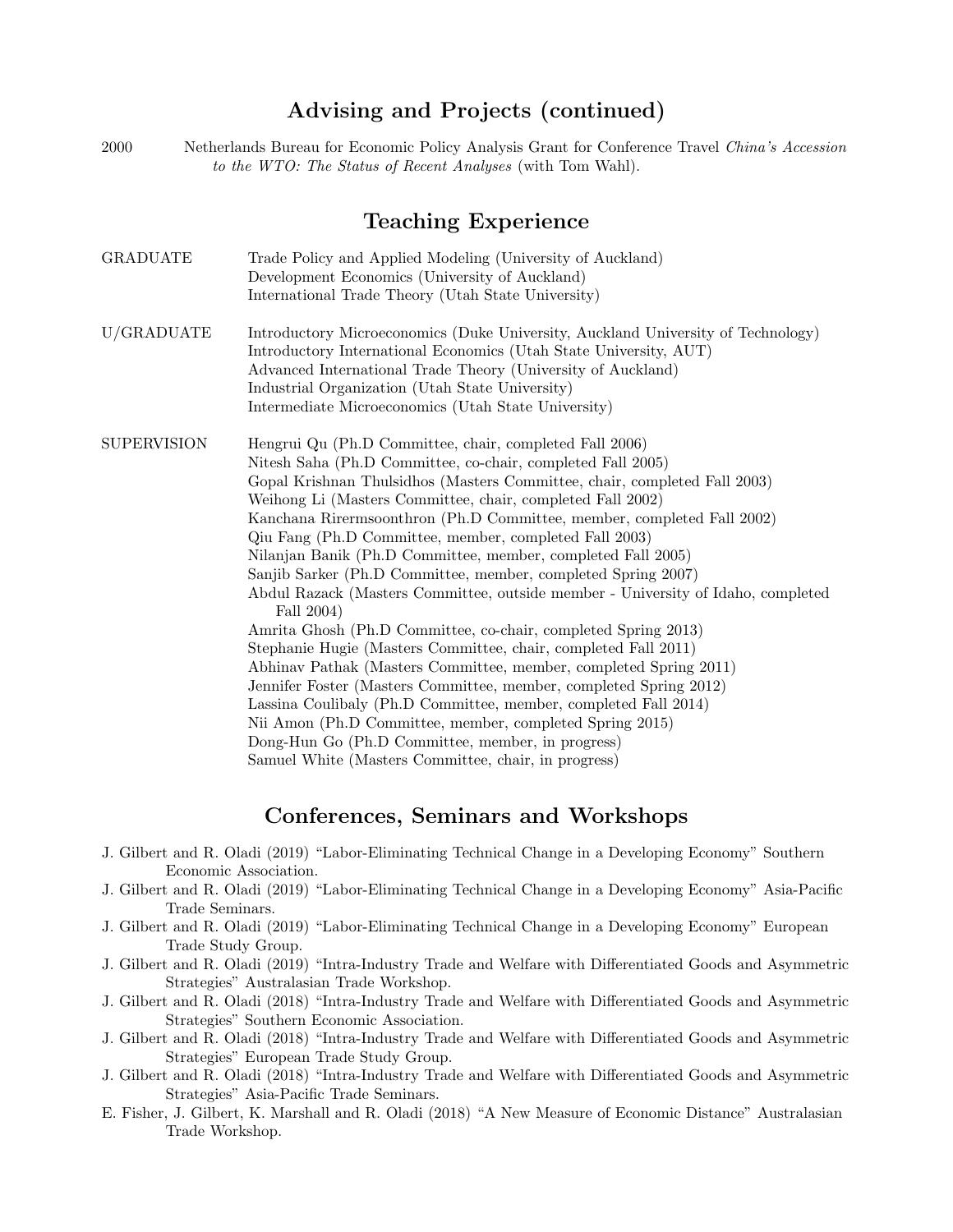## Advising and Projects (continued)

2000 Netherlands Bureau for Economic Policy Analysis Grant for Conference Travel *China's Accession to the WTO: The Status of Recent Analyses* (with Tom Wahl).

## Teaching Experience

GRADUATE
- Trade Policy and Applied Modeling (University of Auckland)
- Development Economics (University of Auckland)
- International Trade Theory (Utah State University)

U/GRADUATE
- Introductory Microeconomics (Duke University, Auckland University of Technology)
- Introductory International Economics (Utah State University, AUT)
- Advanced International Trade Theory (University of Auckland)
- Industrial Organization (Utah State University)
- Intermediate Microeconomics (Utah State University)

SUPERVISION
- Hengrui Qu (Ph.D Committee, chair, completed Fall 2006)
- Nitesh Saha (Ph.D Committee, co-chair, completed Fall 2005)
- Gopal Krishnan Thulsidhos (Masters Committee, chair, completed Fall 2003)
- Weihong Li (Masters Committee, chair, completed Fall 2002)
- Kanchana Rirermsoonthron (Ph.D Committee, member, completed Fall 2002)
- Qiu Fang (Ph.D Committee, member, completed Fall 2003)
- Nilanjan Banik (Ph.D Committee, member, completed Fall 2005)
- Sanjib Sarker (Ph.D Committee, member, completed Spring 2007)
- Abdul Razack (Masters Committee, outside member - University of Idaho, completed Fall 2004)
- Amrita Ghosh (Ph.D Committee, co-chair, completed Spring 2013)
- Stephanie Hugie (Masters Committee, chair, completed Fall 2011)
- Abhinav Pathak (Masters Committee, member, completed Spring 2011)
- Jennifer Foster (Masters Committee, member, completed Spring 2012)
- Lassina Coulibaly (Ph.D Committee, member, completed Fall 2014)
- Nii Amon (Ph.D Committee, member, completed Spring 2015)
- Dong-Hun Go (Ph.D Committee, member, in progress)
- Samuel White (Masters Committee, chair, in progress)

## Conferences, Seminars and Workshops

J. Gilbert and R. Oladi (2019) "Labor-Eliminating Technical Change in a Developing Economy" Southern Economic Association.

J. Gilbert and R. Oladi (2019) "Labor-Eliminating Technical Change in a Developing Economy" Asia-Pacific Trade Seminars.

J. Gilbert and R. Oladi (2019) "Labor-Eliminating Technical Change in a Developing Economy" European Trade Study Group.

J. Gilbert and R. Oladi (2019) "Intra-Industry Trade and Welfare with Differentiated Goods and Asymmetric Strategies" Australasian Trade Workshop.

J. Gilbert and R. Oladi (2018) "Intra-Industry Trade and Welfare with Differentiated Goods and Asymmetric Strategies" Southern Economic Association.

J. Gilbert and R. Oladi (2018) "Intra-Industry Trade and Welfare with Differentiated Goods and Asymmetric Strategies" European Trade Study Group.

J. Gilbert and R. Oladi (2018) "Intra-Industry Trade and Welfare with Differentiated Goods and Asymmetric Strategies" Asia-Pacific Trade Seminars.

E. Fisher, J. Gilbert, K. Marshall and R. Oladi (2018) "A New Measure of Economic Distance" Australasian Trade Workshop.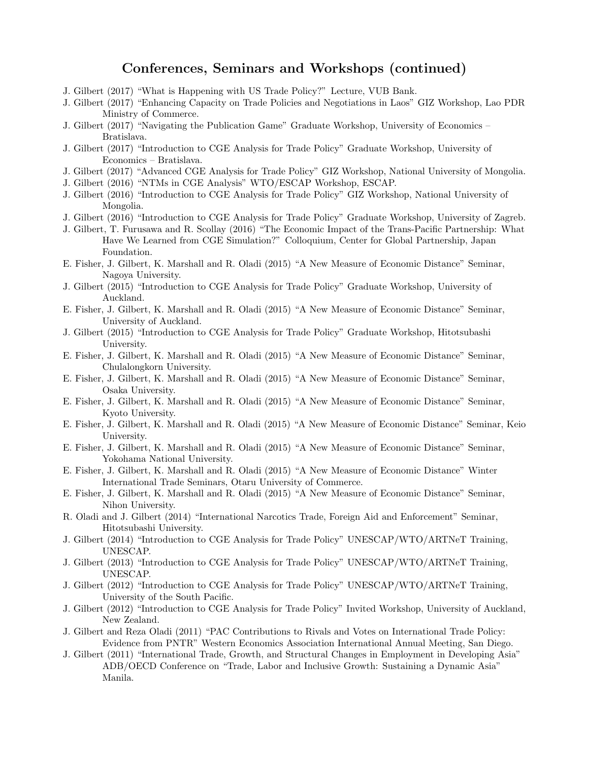## Conferences, Seminars and Workshops (continued)

J. Gilbert (2017) "What is Happening with US Trade Policy?" Lecture, VUB Bank.

J. Gilbert (2017) "Enhancing Capacity on Trade Policies and Negotiations in Laos" GIZ Workshop, Lao PDR Ministry of Commerce.

J. Gilbert (2017) "Navigating the Publication Game" Graduate Workshop, University of Economics – Bratislava.

J. Gilbert (2017) "Introduction to CGE Analysis for Trade Policy" Graduate Workshop, University of Economics – Bratislava.

J. Gilbert (2017) "Advanced CGE Analysis for Trade Policy" GIZ Workshop, National University of Mongolia.

J. Gilbert (2016) "NTMs in CGE Analysis" WTO/ESCAP Workshop, ESCAP.

J. Gilbert (2016) "Introduction to CGE Analysis for Trade Policy" GIZ Workshop, National University of Mongolia.

J. Gilbert (2016) "Introduction to CGE Analysis for Trade Policy" Graduate Workshop, University of Zagreb.

J. Gilbert, T. Furusawa and R. Scollay (2016) "The Economic Impact of the Trans-Pacific Partnership: What Have We Learned from CGE Simulation?" Colloquium, Center for Global Partnership, Japan Foundation.

E. Fisher, J. Gilbert, K. Marshall and R. Oladi (2015) "A New Measure of Economic Distance" Seminar, Nagoya University.

J. Gilbert (2015) "Introduction to CGE Analysis for Trade Policy" Graduate Workshop, University of Auckland.

E. Fisher, J. Gilbert, K. Marshall and R. Oladi (2015) "A New Measure of Economic Distance" Seminar, University of Auckland.

J. Gilbert (2015) "Introduction to CGE Analysis for Trade Policy" Graduate Workshop, Hitotsubashi University.

E. Fisher, J. Gilbert, K. Marshall and R. Oladi (2015) "A New Measure of Economic Distance" Seminar, Chulalongkorn University.

E. Fisher, J. Gilbert, K. Marshall and R. Oladi (2015) "A New Measure of Economic Distance" Seminar, Osaka University.

E. Fisher, J. Gilbert, K. Marshall and R. Oladi (2015) "A New Measure of Economic Distance" Seminar, Kyoto University.

E. Fisher, J. Gilbert, K. Marshall and R. Oladi (2015) "A New Measure of Economic Distance" Seminar, Keio University.

E. Fisher, J. Gilbert, K. Marshall and R. Oladi (2015) "A New Measure of Economic Distance" Seminar, Yokohama National University.

E. Fisher, J. Gilbert, K. Marshall and R. Oladi (2015) "A New Measure of Economic Distance" Winter International Trade Seminars, Otaru University of Commerce.

E. Fisher, J. Gilbert, K. Marshall and R. Oladi (2015) "A New Measure of Economic Distance" Seminar, Nihon University.

R. Oladi and J. Gilbert (2014) "International Narcotics Trade, Foreign Aid and Enforcement" Seminar, Hitotsubashi University.

J. Gilbert (2014) "Introduction to CGE Analysis for Trade Policy" UNESCAP/WTO/ARTNeT Training, UNESCAP.

J. Gilbert (2013) "Introduction to CGE Analysis for Trade Policy" UNESCAP/WTO/ARTNeT Training, UNESCAP.

J. Gilbert (2012) "Introduction to CGE Analysis for Trade Policy" UNESCAP/WTO/ARTNeT Training, University of the South Pacific.

J. Gilbert (2012) "Introduction to CGE Analysis for Trade Policy" Invited Workshop, University of Auckland, New Zealand.

J. Gilbert and Reza Oladi (2011) "PAC Contributions to Rivals and Votes on International Trade Policy: Evidence from PNTR" Western Economics Association International Annual Meeting, San Diego.

J. Gilbert (2011) "International Trade, Growth, and Structural Changes in Employment in Developing Asia" ADB/OECD Conference on "Trade, Labor and Inclusive Growth: Sustaining a Dynamic Asia" Manila.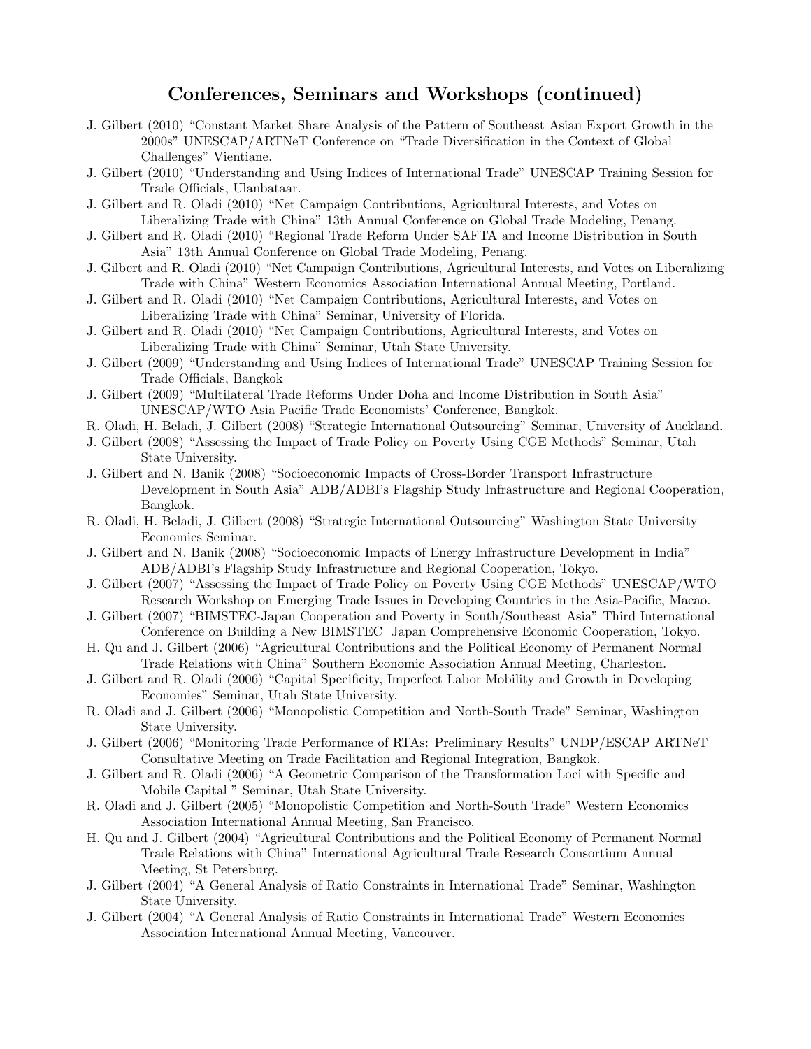## Conferences, Seminars and Workshops (continued)

J. Gilbert (2010) "Constant Market Share Analysis of the Pattern of Southeast Asian Export Growth in the 2000s" UNESCAP/ARTNeT Conference on "Trade Diversification in the Context of Global Challenges" Vientiane.

J. Gilbert (2010) "Understanding and Using Indices of International Trade" UNESCAP Training Session for Trade Officials, Ulanbataar.

J. Gilbert and R. Oladi (2010) "Net Campaign Contributions, Agricultural Interests, and Votes on Liberalizing Trade with China" 13th Annual Conference on Global Trade Modeling, Penang.

J. Gilbert and R. Oladi (2010) "Regional Trade Reform Under SAFTA and Income Distribution in South Asia" 13th Annual Conference on Global Trade Modeling, Penang.

J. Gilbert and R. Oladi (2010) "Net Campaign Contributions, Agricultural Interests, and Votes on Liberalizing Trade with China" Western Economics Association International Annual Meeting, Portland.

J. Gilbert and R. Oladi (2010) "Net Campaign Contributions, Agricultural Interests, and Votes on Liberalizing Trade with China" Seminar, University of Florida.

J. Gilbert and R. Oladi (2010) "Net Campaign Contributions, Agricultural Interests, and Votes on Liberalizing Trade with China" Seminar, Utah State University.

J. Gilbert (2009) "Understanding and Using Indices of International Trade" UNESCAP Training Session for Trade Officials, Bangkok

J. Gilbert (2009) "Multilateral Trade Reforms Under Doha and Income Distribution in South Asia" UNESCAP/WTO Asia Pacific Trade Economists' Conference, Bangkok.

R. Oladi, H. Beladi, J. Gilbert (2008) "Strategic International Outsourcing" Seminar, University of Auckland.

J. Gilbert (2008) "Assessing the Impact of Trade Policy on Poverty Using CGE Methods" Seminar, Utah State University.

J. Gilbert and N. Banik (2008) "Socioeconomic Impacts of Cross-Border Transport Infrastructure Development in South Asia" ADB/ADBI's Flagship Study Infrastructure and Regional Cooperation, Bangkok.

R. Oladi, H. Beladi, J. Gilbert (2008) "Strategic International Outsourcing" Washington State University Economics Seminar.

J. Gilbert and N. Banik (2008) "Socioeconomic Impacts of Energy Infrastructure Development in India" ADB/ADBI's Flagship Study Infrastructure and Regional Cooperation, Tokyo.

J. Gilbert (2007) "Assessing the Impact of Trade Policy on Poverty Using CGE Methods" UNESCAP/WTO Research Workshop on Emerging Trade Issues in Developing Countries in the Asia-Pacific, Macao.

J. Gilbert (2007) "BIMSTEC-Japan Cooperation and Poverty in South/Southeast Asia" Third International Conference on Building a New BIMSTEC Japan Comprehensive Economic Cooperation, Tokyo.

H. Qu and J. Gilbert (2006) "Agricultural Contributions and the Political Economy of Permanent Normal Trade Relations with China" Southern Economic Association Annual Meeting, Charleston.

J. Gilbert and R. Oladi (2006) "Capital Specificity, Imperfect Labor Mobility and Growth in Developing Economies" Seminar, Utah State University.

R. Oladi and J. Gilbert (2006) "Monopolistic Competition and North-South Trade" Seminar, Washington State University.

J. Gilbert (2006) "Monitoring Trade Performance of RTAs: Preliminary Results" UNDP/ESCAP ARTNeT Consultative Meeting on Trade Facilitation and Regional Integration, Bangkok.

J. Gilbert and R. Oladi (2006) "A Geometric Comparison of the Transformation Loci with Specific and Mobile Capital " Seminar, Utah State University.

R. Oladi and J. Gilbert (2005) "Monopolistic Competition and North-South Trade" Western Economics Association International Annual Meeting, San Francisco.

H. Qu and J. Gilbert (2004) "Agricultural Contributions and the Political Economy of Permanent Normal Trade Relations with China" International Agricultural Trade Research Consortium Annual Meeting, St Petersburg.

J. Gilbert (2004) "A General Analysis of Ratio Constraints in International Trade" Seminar, Washington State University.

J. Gilbert (2004) "A General Analysis of Ratio Constraints in International Trade" Western Economics Association International Annual Meeting, Vancouver.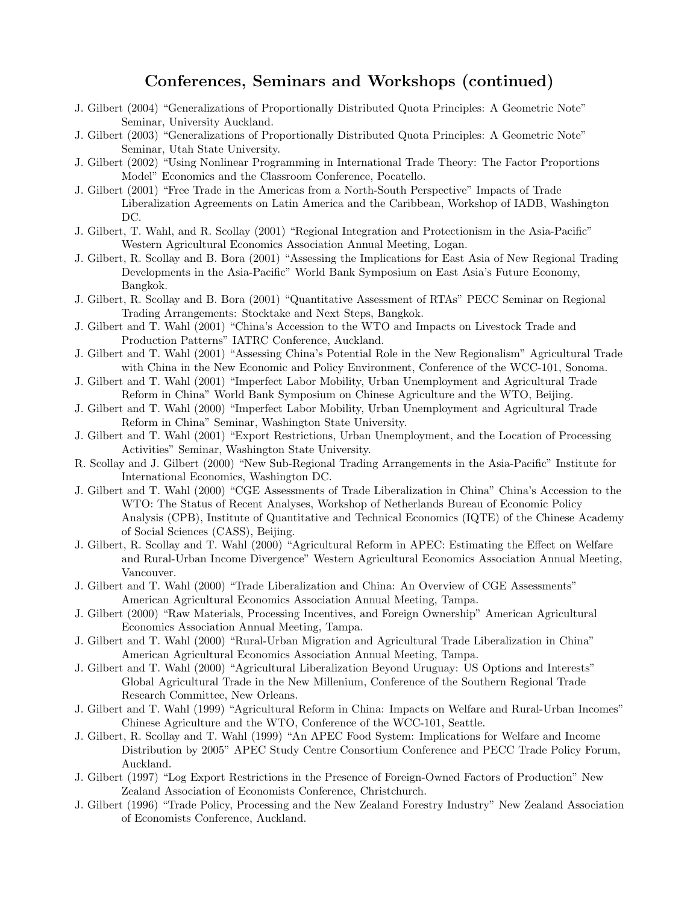## Conferences, Seminars and Workshops (continued)

J. Gilbert (2004) “Generalizations of Proportionally Distributed Quota Principles: A Geometric Note” Seminar, University Auckland.

J. Gilbert (2003) “Generalizations of Proportionally Distributed Quota Principles: A Geometric Note” Seminar, Utah State University.

J. Gilbert (2002) “Using Nonlinear Programming in International Trade Theory: The Factor Proportions Model” Economics and the Classroom Conference, Pocatello.

J. Gilbert (2001) “Free Trade in the Americas from a North-South Perspective” Impacts of Trade Liberalization Agreements on Latin America and the Caribbean, Workshop of IADB, Washington DC.

J. Gilbert, T. Wahl, and R. Scollay (2001) “Regional Integration and Protectionism in the Asia-Pacific” Western Agricultural Economics Association Annual Meeting, Logan.

J. Gilbert, R. Scollay and B. Bora (2001) “Assessing the Implications for East Asia of New Regional Trading Developments in the Asia-Pacific” World Bank Symposium on East Asia’s Future Economy, Bangkok.

J. Gilbert, R. Scollay and B. Bora (2001) “Quantitative Assessment of RTAs” PECC Seminar on Regional Trading Arrangements: Stocktake and Next Steps, Bangkok.

J. Gilbert and T. Wahl (2001) “China’s Accession to the WTO and Impacts on Livestock Trade and Production Patterns” IATRC Conference, Auckland.

J. Gilbert and T. Wahl (2001) “Assessing China’s Potential Role in the New Regionalism” Agricultural Trade with China in the New Economic and Policy Environment, Conference of the WCC-101, Sonoma.

J. Gilbert and T. Wahl (2001) “Imperfect Labor Mobility, Urban Unemployment and Agricultural Trade Reform in China” World Bank Symposium on Chinese Agriculture and the WTO, Beijing.

J. Gilbert and T. Wahl (2000) “Imperfect Labor Mobility, Urban Unemployment and Agricultural Trade Reform in China” Seminar, Washington State University.

J. Gilbert and T. Wahl (2001) “Export Restrictions, Urban Unemployment, and the Location of Processing Activities” Seminar, Washington State University.

R. Scollay and J. Gilbert (2000) “New Sub-Regional Trading Arrangements in the Asia-Pacific” Institute for International Economics, Washington DC.

J. Gilbert and T. Wahl (2000) “CGE Assessments of Trade Liberalization in China” China’s Accession to the WTO: The Status of Recent Analyses, Workshop of Netherlands Bureau of Economic Policy Analysis (CPB), Institute of Quantitative and Technical Economics (IQTE) of the Chinese Academy of Social Sciences (CASS), Beijing.

J. Gilbert, R. Scollay and T. Wahl (2000) “Agricultural Reform in APEC: Estimating the Effect on Welfare and Rural-Urban Income Divergence” Western Agricultural Economics Association Annual Meeting, Vancouver.

J. Gilbert and T. Wahl (2000) “Trade Liberalization and China: An Overview of CGE Assessments” American Agricultural Economics Association Annual Meeting, Tampa.

J. Gilbert (2000) “Raw Materials, Processing Incentives, and Foreign Ownership” American Agricultural Economics Association Annual Meeting, Tampa.

J. Gilbert and T. Wahl (2000) “Rural-Urban Migration and Agricultural Trade Liberalization in China” American Agricultural Economics Association Annual Meeting, Tampa.

J. Gilbert and T. Wahl (2000) “Agricultural Liberalization Beyond Uruguay: US Options and Interests” Global Agricultural Trade in the New Millenium, Conference of the Southern Regional Trade Research Committee, New Orleans.

J. Gilbert and T. Wahl (1999) “Agricultural Reform in China: Impacts on Welfare and Rural-Urban Incomes” Chinese Agriculture and the WTO, Conference of the WCC-101, Seattle.

J. Gilbert, R. Scollay and T. Wahl (1999) “An APEC Food System: Implications for Welfare and Income Distribution by 2005” APEC Study Centre Consortium Conference and PECC Trade Policy Forum, Auckland.

J. Gilbert (1997) “Log Export Restrictions in the Presence of Foreign-Owned Factors of Production” New Zealand Association of Economists Conference, Christchurch.

J. Gilbert (1996) “Trade Policy, Processing and the New Zealand Forestry Industry” New Zealand Association of Economists Conference, Auckland.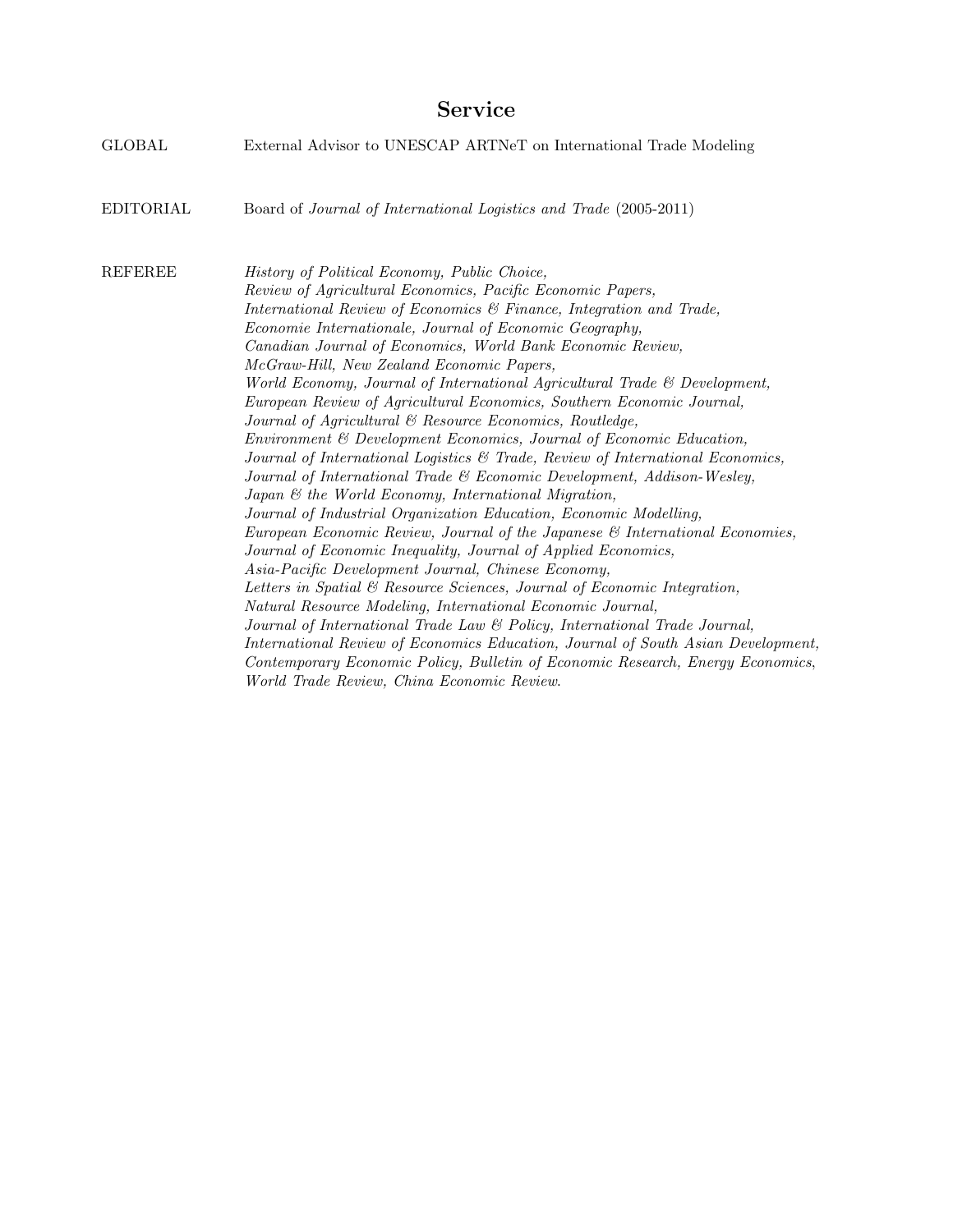## Service

GLOBAL External Advisor to UNESCAP ARTNeT on International Trade Modeling

EDITORIAL Board of *Journal of International Logistics and Trade* (2005-2011)

REFEREE *History of Political Economy, Public Choice, Review of Agricultural Economics, Pacific Economic Papers, International Review of Economics & Finance, Integration and Trade, Economie Internationale, Journal of Economic Geography, Canadian Journal of Economics, World Bank Economic Review, McGraw-Hill, New Zealand Economic Papers, World Economy, Journal of International Agricultural Trade & Development, European Review of Agricultural Economics, Southern Economic Journal, Journal of Agricultural & Resource Economics, Routledge, Environment & Development Economics, Journal of Economic Education, Journal of International Logistics & Trade, Review of International Economics, Journal of International Trade & Economic Development, Addison-Wesley, Japan & the World Economy, International Migration, Journal of Industrial Organization Education, Economic Modelling, European Economic Review, Journal of the Japanese & International Economies, Journal of Economic Inequality, Journal of Applied Economics, Asia-Pacific Development Journal, Chinese Economy, Letters in Spatial & Resource Sciences, Journal of Economic Integration, Natural Resource Modeling, International Economic Journal, Journal of International Trade Law & Policy, International Trade Journal, International Review of Economics Education, Journal of South Asian Development, Contemporary Economic Policy, Bulletin of Economic Research, Energy Economics, World Trade Review, China Economic Review.*